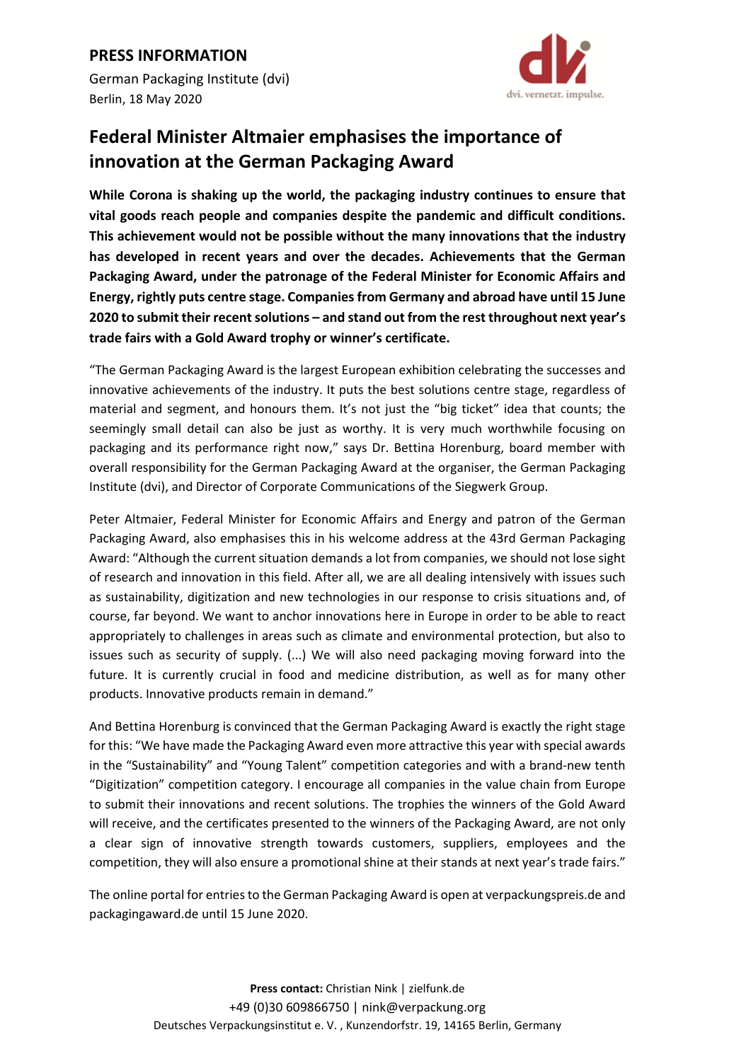**PRESS INFORMATION**

German Packaging Institute (dvi)
Berlin, 18 May 2020

# Federal Minister Altmaier emphasises the importance of innovation at the German Packaging Award

**While Corona is shaking up the world, the packaging industry continues to ensure that vital goods reach people and companies despite the pandemic and difficult conditions. This achievement would not be possible without the many innovations that the industry has developed in recent years and over the decades. Achievements that the German Packaging Award, under the patronage of the Federal Minister for Economic Affairs and Energy, rightly puts centre stage. Companies from Germany and abroad have until 15 June 2020 to submit their recent solutions – and stand out from the rest throughout next year's trade fairs with a Gold Award trophy or winner's certificate.**

"The German Packaging Award is the largest European exhibition celebrating the successes and innovative achievements of the industry. It puts the best solutions centre stage, regardless of material and segment, and honours them. It's not just the "big ticket" idea that counts; the seemingly small detail can also be just as worthy. It is very much worthwhile focusing on packaging and its performance right now," says Dr. Bettina Horenburg, board member with overall responsibility for the German Packaging Award at the organiser, the German Packaging Institute (dvi), and Director of Corporate Communications of the Siegwerk Group.

Peter Altmaier, Federal Minister for Economic Affairs and Energy and patron of the German Packaging Award, also emphasises this in his welcome address at the 43rd German Packaging Award: "Although the current situation demands a lot from companies, we should not lose sight of research and innovation in this field. After all, we are all dealing intensively with issues such as sustainability, digitization and new technologies in our response to crisis situations and, of course, far beyond. We want to anchor innovations here in Europe in order to be able to react appropriately to challenges in areas such as climate and environmental protection, but also to issues such as security of supply. (...) We will also need packaging moving forward into the future. It is currently crucial in food and medicine distribution, as well as for many other products. Innovative products remain in demand."

And Bettina Horenburg is convinced that the German Packaging Award is exactly the right stage for this: "We have made the Packaging Award even more attractive this year with special awards in the "Sustainability" and "Young Talent" competition categories and with a brand-new tenth "Digitization" competition category. I encourage all companies in the value chain from Europe to submit their innovations and recent solutions. The trophies the winners of the Gold Award will receive, and the certificates presented to the winners of the Packaging Award, are not only a clear sign of innovative strength towards customers, suppliers, employees and the competition, they will also ensure a promotional shine at their stands at next year's trade fairs."

The online portal for entries to the German Packaging Award is open at verpackungspreis.de and packagingaward.de until 15 June 2020.

**Press contact:** Christian Nink | zielfunk.de
+49 (0)30 609866750 | nink@verpackung.org
Deutsches Verpackungsinstitut e. V. , Kunzendorfstr. 19, 14165 Berlin, Germany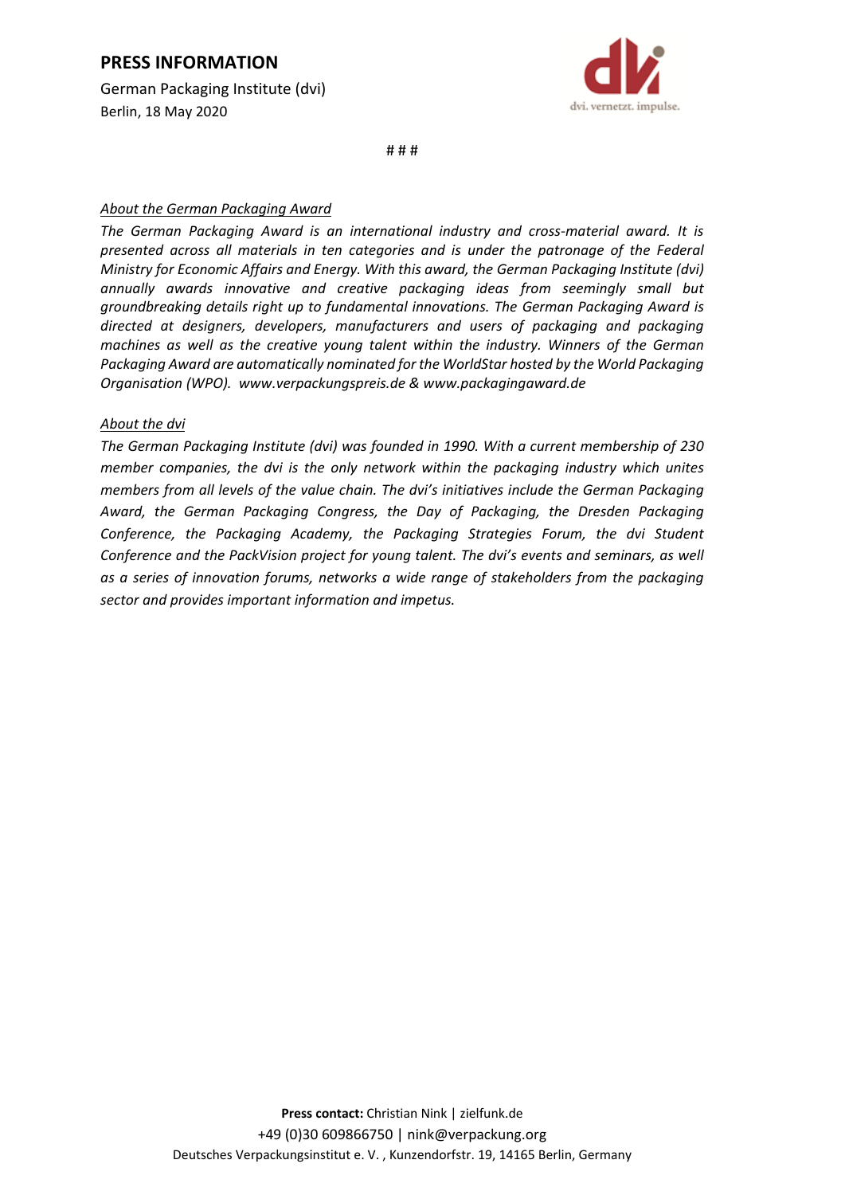# PRESS INFORMATION

German Packaging Institute (dvi)
Berlin, 18 May 2020

# # #

*About the German Packaging Award*

*The German Packaging Award is an international industry and cross-material award. It is presented across all materials in ten categories and is under the patronage of the Federal Ministry for Economic Affairs and Energy. With this award, the German Packaging Institute (dvi) annually awards innovative and creative packaging ideas from seemingly small but groundbreaking details right up to fundamental innovations. The German Packaging Award is directed at designers, developers, manufacturers and users of packaging and packaging machines as well as the creative young talent within the industry. Winners of the German Packaging Award are automatically nominated for the WorldStar hosted by the World Packaging Organisation (WPO). www.verpackungspreis.de & www.packagingaward.de*

*About the dvi*

*The German Packaging Institute (dvi) was founded in 1990. With a current membership of 230 member companies, the dvi is the only network within the packaging industry which unites members from all levels of the value chain. The dvi's initiatives include the German Packaging Award, the German Packaging Congress, the Day of Packaging, the Dresden Packaging Conference, the Packaging Academy, the Packaging Strategies Forum, the dvi Student Conference and the PackVision project for young talent. The dvi's events and seminars, as well as a series of innovation forums, networks a wide range of stakeholders from the packaging sector and provides important information and impetus.*

**Press contact:** Christian Nink | zielfunk.de
+49 (0)30 609866750 | nink@verpackung.org
Deutsches Verpackungsinstitut e. V. , Kunzendorfstr. 19, 14165 Berlin, Germany